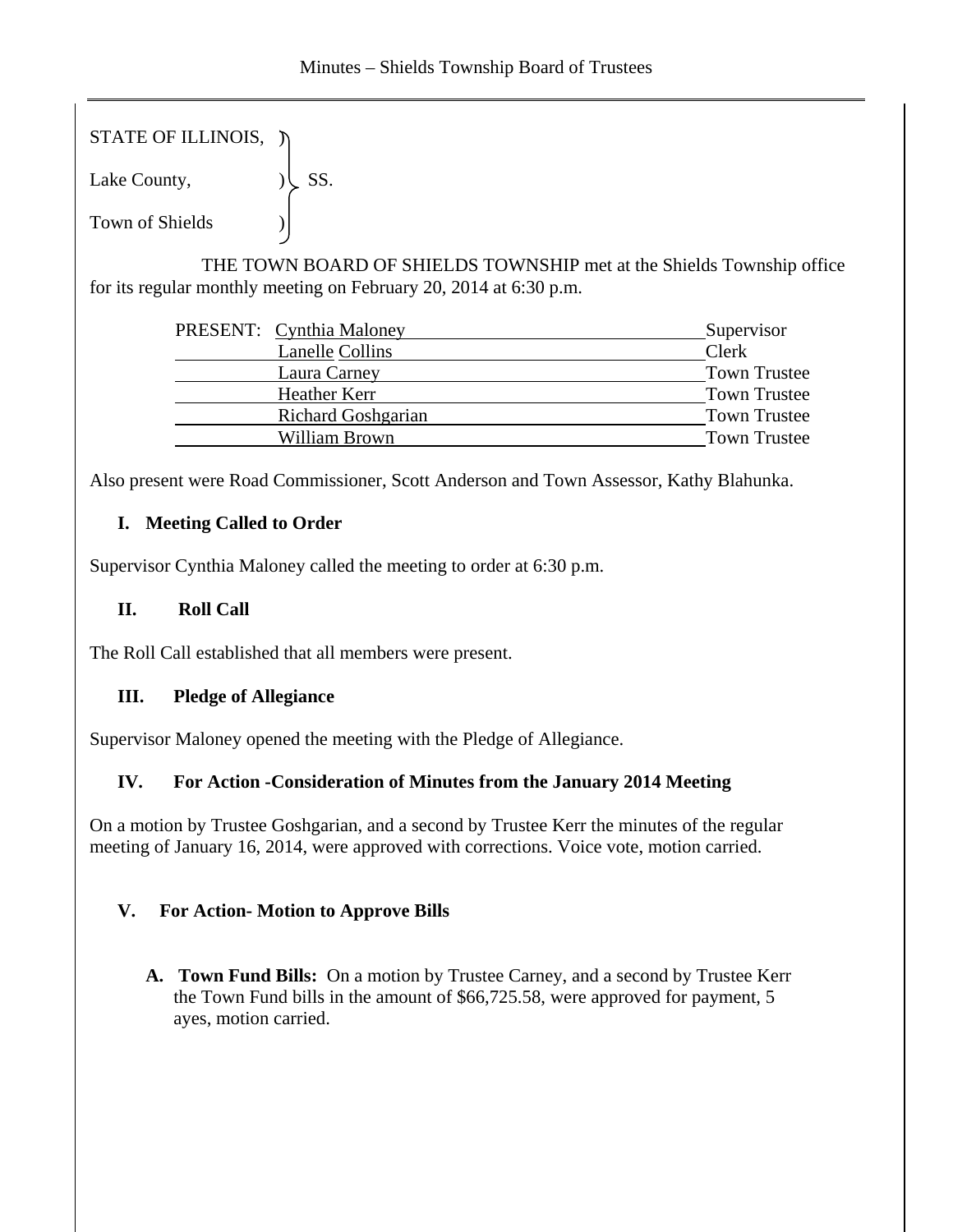STATE OF ILLINOIS, )
Lake County, ) SS.
Town of Shields )

THE TOWN BOARD OF SHIELDS TOWNSHIP met at the Shields Township office for its regular monthly meeting on February 20, 2014 at 6:30 p.m.

| PRESENT: | Name | Title |
|---|---|---|
| | Cynthia Maloney | Supervisor |
| | Lanelle Collins | Clerk |
| | Laura Carney | Town Trustee |
| | Heather Kerr | Town Trustee |
| | Richard Goshgarian | Town Trustee |
| | William Brown | Town Trustee |

Also present were Road Commissioner, Scott Anderson and Town Assessor, Kathy Blahunka.

### I. Meeting Called to Order

Supervisor Cynthia Maloney called the meeting to order at 6:30 p.m.

### II. Roll Call

The Roll Call established that all members were present.

### III. Pledge of Allegiance

Supervisor Maloney opened the meeting with the Pledge of Allegiance.

### IV. For Action -Consideration of Minutes from the January 2014 Meeting

On a motion by Trustee Goshgarian, and a second by Trustee Kerr the minutes of the regular meeting of January 16, 2014, were approved with corrections. Voice vote, motion carried.

### V. For Action- Motion to Approve Bills

**A. Town Fund Bills:** On a motion by Trustee Carney, and a second by Trustee Kerr the Town Fund bills in the amount of $66,725.58, were approved for payment, 5 ayes, motion carried.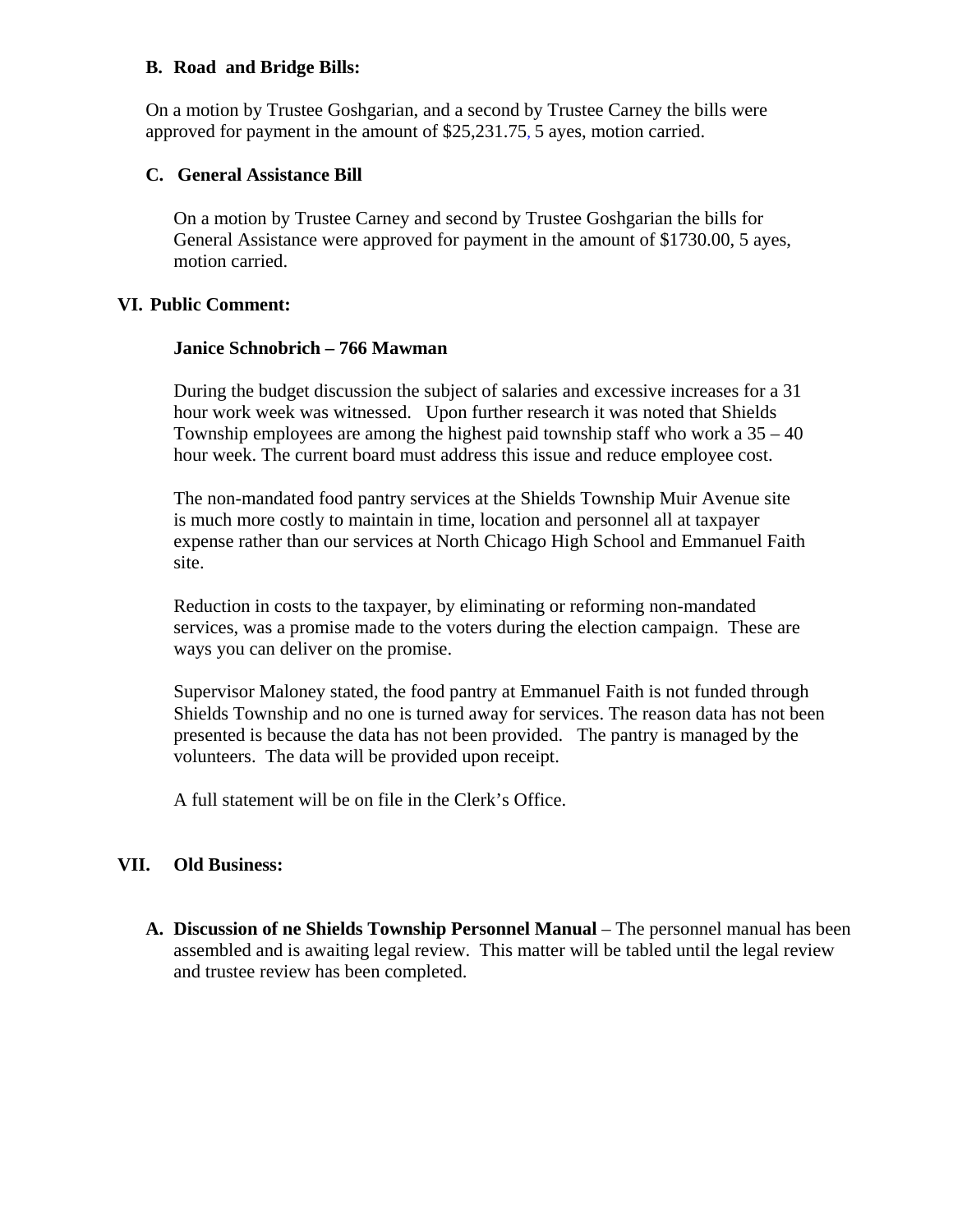**B. Road and Bridge Bills:**

On a motion by Trustee Goshgarian, and a second by Trustee Carney the bills were approved for payment in the amount of $25,231.75, 5 ayes, motion carried.

**C. General Assistance Bill**

On a motion by Trustee Carney and second by Trustee Goshgarian the bills for General Assistance were approved for payment in the amount of $1730.00, 5 ayes, motion carried.

## VI. Public Comment:

**Janice Schnobrich – 766 Mawman**

During the budget discussion the subject of salaries and excessive increases for a 31 hour work week was witnessed. Upon further research it was noted that Shields Township employees are among the highest paid township staff who work a 35 – 40 hour week. The current board must address this issue and reduce employee cost.

The non-mandated food pantry services at the Shields Township Muir Avenue site is much more costly to maintain in time, location and personnel all at taxpayer expense rather than our services at North Chicago High School and Emmanuel Faith site.

Reduction in costs to the taxpayer, by eliminating or reforming non-mandated services, was a promise made to the voters during the election campaign. These are ways you can deliver on the promise.

Supervisor Maloney stated, the food pantry at Emmanuel Faith is not funded through Shields Township and no one is turned away for services. The reason data has not been presented is because the data has not been provided. The pantry is managed by the volunteers. The data will be provided upon receipt.

A full statement will be on file in the Clerk's Office.

## VII. Old Business:

**A. Discussion of ne Shields Township Personnel Manual** – The personnel manual has been assembled and is awaiting legal review. This matter will be tabled until the legal review and trustee review has been completed.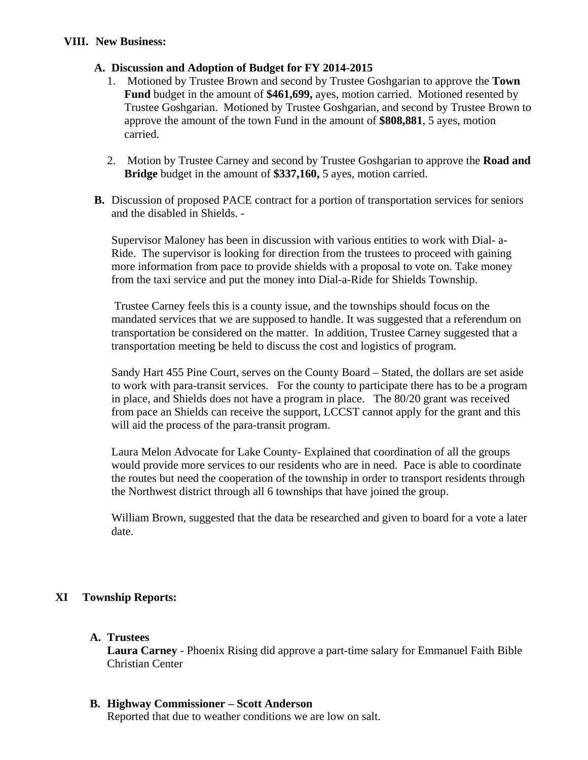## VIII. New Business:

### A. Discussion and Adoption of Budget for FY 2014-2015

1. Motioned by Trustee Brown and second by Trustee Goshgarian to approve the **Town Fund** budget in the amount of **$461,699,** ayes, motion carried. Motioned resented by Trustee Goshgarian. Motioned by Trustee Goshgarian, and second by Trustee Brown to approve the amount of the town Fund in the amount of **$808,881**, 5 ayes, motion carried.

2. Motion by Trustee Carney and second by Trustee Goshgarian to approve the **Road and Bridge** budget in the amount of **$337,160,** 5 ayes, motion carried.

**B.** Discussion of proposed PACE contract for a portion of transportation services for seniors and the disabled in Shields. -

Supervisor Maloney has been in discussion with various entities to work with Dial- a-Ride. The supervisor is looking for direction from the trustees to proceed with gaining more information from pace to provide shields with a proposal to vote on. Take money from the taxi service and put the money into Dial-a-Ride for Shields Township.

Trustee Carney feels this is a county issue, and the townships should focus on the mandated services that we are supposed to handle. It was suggested that a referendum on transportation be considered on the matter. In addition, Trustee Carney suggested that a transportation meeting be held to discuss the cost and logistics of program.

Sandy Hart 455 Pine Court, serves on the County Board – Stated, the dollars are set aside to work with para-transit services. For the county to participate there has to be a program in place, and Shields does not have a program in place. The 80/20 grant was received from pace an Shields can receive the support, LCCST cannot apply for the grant and this will aid the process of the para-transit program.

Laura Melon Advocate for Lake County- Explained that coordination of all the groups would provide more services to our residents who are in need. Pace is able to coordinate the routes but need the cooperation of the township in order to transport residents through the Northwest district through all 6 townships that have joined the group.

William Brown, suggested that the data be researched and given to board for a vote a later date.

## XI Township Reports:

### A. Trustees

**Laura Carney** - Phoenix Rising did approve a part-time salary for Emmanuel Faith Bible Christian Center

### B. Highway Commissioner – Scott Anderson

Reported that due to weather conditions we are low on salt.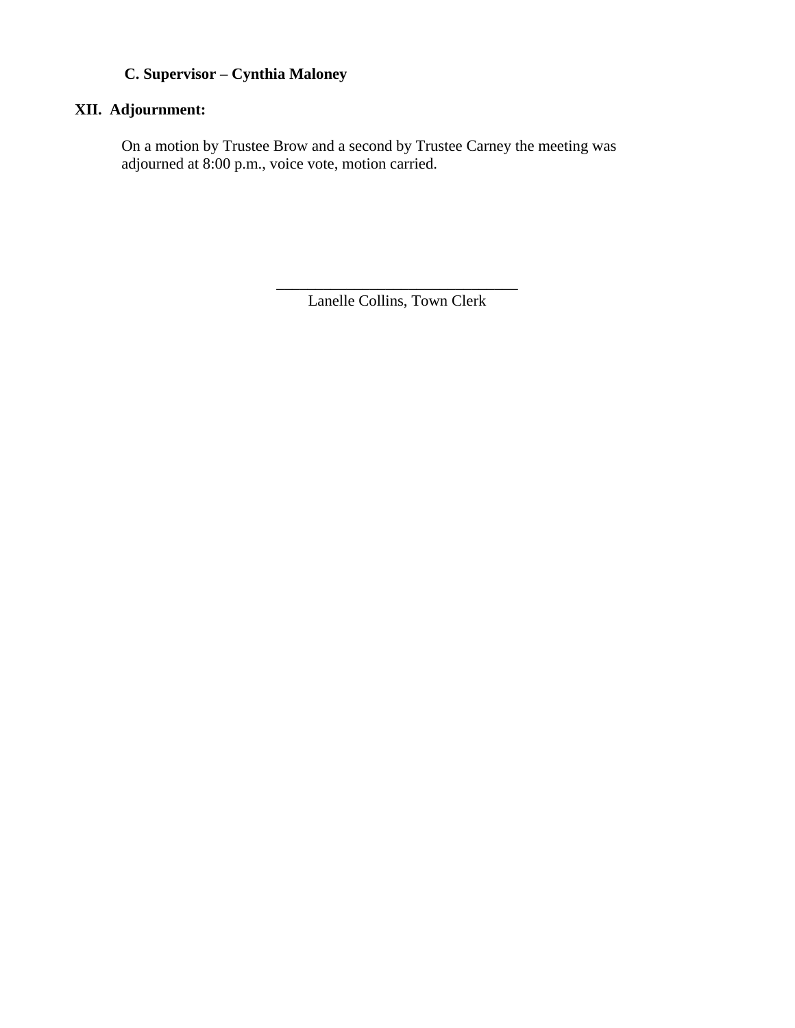**C. Supervisor – Cynthia Maloney**

## XII. Adjournment:

On a motion by Trustee Brow and a second by Trustee Carney the meeting was adjourned at 8:00 p.m., voice vote, motion carried.

\_\_\_\_\_\_\_\_\_\_\_\_\_\_\_\_\_\_\_\_\_\_\_\_\_\_\_\_\_\_\_\_

Lanelle Collins, Town Clerk